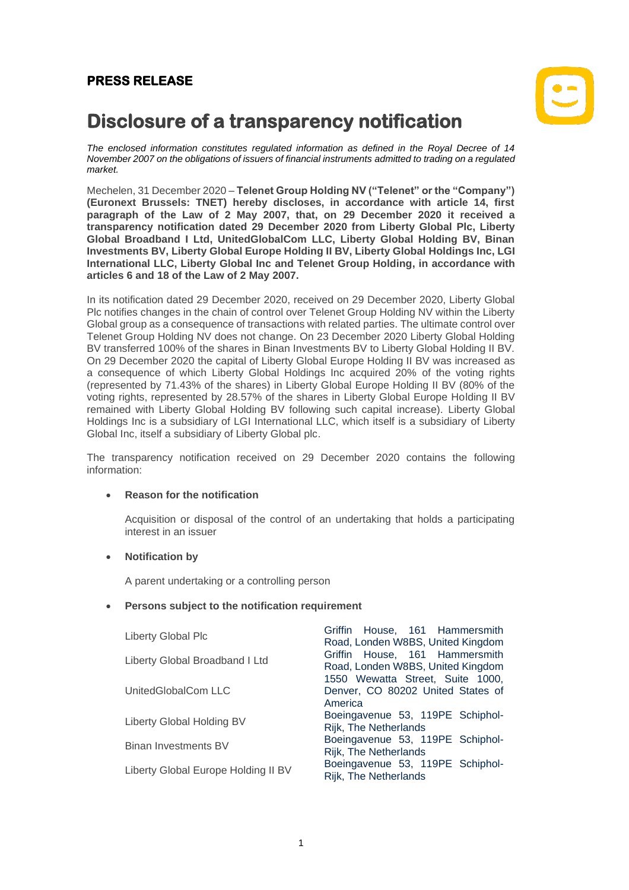**PRESS RELEASE**

# Disclosure of a transparency notification

*The enclosed information constitutes regulated information as defined in the Royal Decree of 14 November 2007 on the obligations of issuers of financial instruments admitted to trading on a regulated market.*

Mechelen, 31 December 2020 – **Telenet Group Holding NV ("Telenet" or the "Company") (Euronext Brussels: TNET) hereby discloses, in accordance with article 14, first paragraph of the Law of 2 May 2007, that, on 29 December 2020 it received a transparency notification dated 29 December 2020 from Liberty Global Plc, Liberty Global Broadband I Ltd, UnitedGlobalCom LLC, Liberty Global Holding BV, Binan Investments BV, Liberty Global Europe Holding II BV, Liberty Global Holdings Inc, LGI International LLC, Liberty Global Inc and Telenet Group Holding, in accordance with articles 6 and 18 of the Law of 2 May 2007.**

In its notification dated 29 December 2020, received on 29 December 2020, Liberty Global Plc notifies changes in the chain of control over Telenet Group Holding NV within the Liberty Global group as a consequence of transactions with related parties. The ultimate control over Telenet Group Holding NV does not change. On 23 December 2020 Liberty Global Holding BV transferred 100% of the shares in Binan Investments BV to Liberty Global Holding II BV. On 29 December 2020 the capital of Liberty Global Europe Holding II BV was increased as a consequence of which Liberty Global Holdings Inc acquired 20% of the voting rights (represented by 71.43% of the shares) in Liberty Global Europe Holding II BV (80% of the voting rights, represented by 28.57% of the shares in Liberty Global Europe Holding II BV remained with Liberty Global Holding BV following such capital increase). Liberty Global Holdings Inc is a subsidiary of LGI International LLC, which itself is a subsidiary of Liberty Global Inc, itself a subsidiary of Liberty Global plc.

The transparency notification received on 29 December 2020 contains the following information:

- **Reason for the notification**

  Acquisition or disposal of the control of an undertaking that holds a participating interest in an issuer

- **Notification by**

  A parent undertaking or a controlling person

- **Persons subject to the notification requirement**

| | |
|---|---|
| Liberty Global Plc | Griffin House, 161 Hammersmith Road, Londen W8BS, United Kingdom |
| Liberty Global Broadband I Ltd | Griffin House, 161 Hammersmith Road, Londen W8BS, United Kingdom |
| UnitedGlobalCom LLC | 1550 Wewatta Street, Suite 1000, Denver, CO 80202 United States of America |
| Liberty Global Holding BV | Boeingavenue 53, 119PE Schiphol-Rijk, The Netherlands |
| Binan Investments BV | Boeingavenue 53, 119PE Schiphol-Rijk, The Netherlands |
| Liberty Global Europe Holding II BV | Boeingavenue 53, 119PE Schiphol-Rijk, The Netherlands |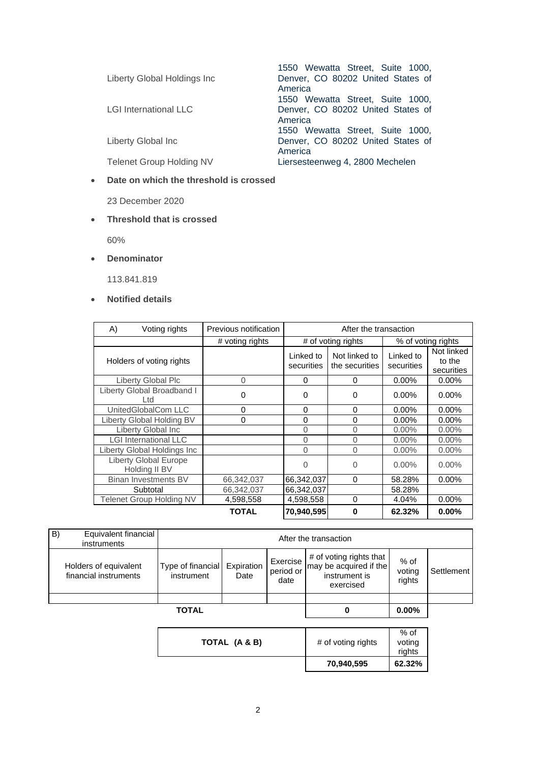| | |
|---|---|
| Liberty Global Holdings Inc | 1550 Wewatta Street, Suite 1000, Denver, CO 80202 United States of America |
| LGI International LLC | 1550 Wewatta Street, Suite 1000, Denver, CO 80202 United States of America |
| Liberty Global Inc | 1550 Wewatta Street, Suite 1000, Denver, CO 80202 United States of America |
| Telenet Group Holding NV | Liersesteenweg 4, 2800 Mechelen |

- **Date on which the threshold is crossed**

  23 December 2020

- **Threshold that is crossed**

  60%

- **Denominator**

  113.841.819

- **Notified details**

| A) Voting rights | Previous notification | After the transaction | | | |
|---|---|---|---|---|---|
| | # voting rights | # of voting rights | | % of voting rights | |
| Holders of voting rights | | Linked to securities | Not linked to the securities | Linked to securities | Not linked to the securities |
| Liberty Global Plc | 0 | 0 | 0 | 0.00% | 0.00% |
| Liberty Global Broadband I Ltd | 0 | 0 | 0 | 0.00% | 0.00% |
| UnitedGlobalCom LLC | 0 | 0 | 0 | 0.00% | 0.00% |
| Liberty Global Holding BV | 0 | 0 | 0 | 0.00% | 0.00% |
| Liberty Global Inc | | 0 | 0 | 0.00% | 0.00% |
| LGI International LLC | | 0 | 0 | 0.00% | 0.00% |
| Liberty Global Holdings Inc | | 0 | 0 | 0.00% | 0.00% |
| Liberty Global Europe Holding II BV | | 0 | 0 | 0.00% | 0.00% |
| Binan Investments BV | 66,342,037 | 66,342,037 | 0 | 58.28% | 0.00% |
| Subtotal | 66,342,037 | 66,342,037 | | 58.28% | |
| Telenet Group Holding NV | 4,598,558 | 4,598,558 | 0 | 4.04% | 0.00% |
| | **TOTAL** | **70,940,595** | **0** | **62.32%** | **0.00%** |

| B) Equivalent financial instruments | After the transaction | | | | | |
|---|---|---|---|---|---|---|
| Holders of equivalent financial instruments | Type of financial instrument | Expiration Date | Exercise period or date | # of voting rights that may be acquired if the instrument is exercised | % of voting rights | Settlement |
| | | | | | | |
| **TOTAL** | | | | **0** | **0.00%** | |

| TOTAL (A & B) | # of voting rights | % of voting rights |
|---|---|---|
| | **70,940,595** | **62.32%** |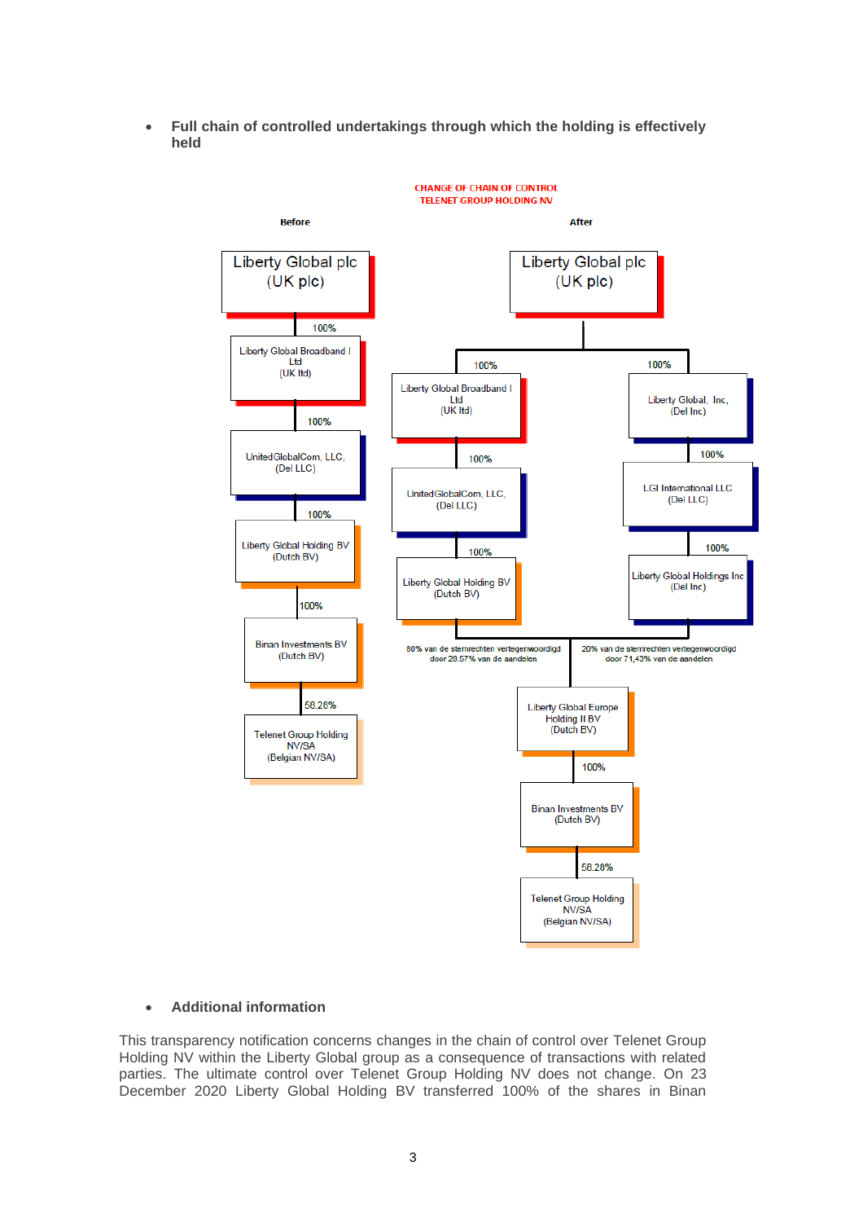- **Full chain of controlled undertakings through which the holding is effectively held**

CHANGE OF CHAIN OF CONTROL
TELENET GROUP HOLDING NV

**Before**

Liberty Global plc (UK plc)
— 100% →
Liberty Global Broadband I Ltd (UK ltd)
— 100% →
UnitedGlobalCom, LLC, (Del LLC)
— 100% →
Liberty Global Holding BV (Dutch BV)
— 100% →
Binan Investments BV (Dutch BV)
— 58.28% →
Telenet Group Holding NV/SA (Belgian NV/SA)

**After**

Liberty Global plc (UK plc)
— 100% → Liberty Global Broadband I Ltd (UK ltd)
— 100% → UnitedGlobalCom, LLC, (Del LLC)
— 100% → Liberty Global Holding BV (Dutch BV)
— 80% van de stemrechten vertegenwoordigd door 28.57% van de aandelen → Liberty Global Europe Holding II BV (Dutch BV)

Liberty Global plc (UK plc)
— 100% → Liberty Global, Inc, (Del Inc)
— 100% → LGI International LLC (Del LLC)
— 100% → Liberty Global Holdings Inc (Del Inc)
— 20% van de stemrechten vertegenwoordigd door 71,43% van de aandelen → Liberty Global Europe Holding II BV (Dutch BV)

Liberty Global Europe Holding II BV (Dutch BV)
— 100% →
Binan Investments BV (Dutch BV)
— 58.28% →
Telenet Group Holding NV/SA (Belgian NV/SA)

- **Additional information**

This transparency notification concerns changes in the chain of control over Telenet Group Holding NV within the Liberty Global group as a consequence of transactions with related parties. The ultimate control over Telenet Group Holding NV does not change. On 23 December 2020 Liberty Global Holding BV transferred 100% of the shares in Binan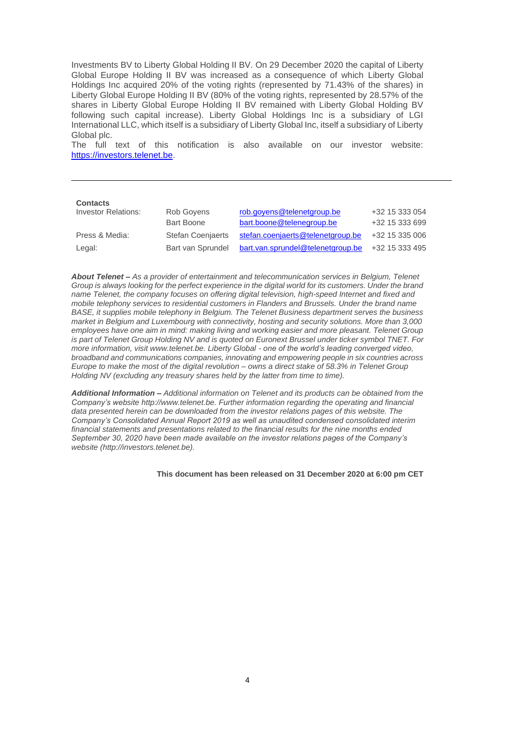Investments BV to Liberty Global Holding II BV. On 29 December 2020 the capital of Liberty Global Europe Holding II BV was increased as a consequence of which Liberty Global Holdings Inc acquired 20% of the voting rights (represented by 71.43% of the shares) in Liberty Global Europe Holding II BV (80% of the voting rights, represented by 28.57% of the shares in Liberty Global Europe Holding II BV remained with Liberty Global Holding BV following such capital increase). Liberty Global Holdings Inc is a subsidiary of LGI International LLC, which itself is a subsidiary of Liberty Global Inc, itself a subsidiary of Liberty Global plc.
The full text of this notification is also available on our investor website: [https://investors.telenet.be](https://investors.telenet.be).

---

**Contacts**

| | | | |
|---|---|---|---|
| Investor Relations: | Rob Goyens | rob.goyens@telenetgroup.be | +32 15 333 054 |
| | Bart Boone | bart.boone@telenegroup.be | +32 15 333 699 |
| Press & Media: | Stefan Coenjaerts | stefan.coenjaerts@telenetgroup.be | +32 15 335 006 |
| Legal: | Bart van Sprundel | bart.van.sprundel@telenetgroup.be | +32 15 333 495 |

***About Telenet –*** *As a provider of entertainment and telecommunication services in Belgium, Telenet Group is always looking for the perfect experience in the digital world for its customers. Under the brand name Telenet, the company focuses on offering digital television, high-speed Internet and fixed and mobile telephony services to residential customers in Flanders and Brussels. Under the brand name BASE, it supplies mobile telephony in Belgium. The Telenet Business department serves the business market in Belgium and Luxembourg with connectivity, hosting and security solutions. More than 3,000 employees have one aim in mind: making living and working easier and more pleasant. Telenet Group is part of Telenet Group Holding NV and is quoted on Euronext Brussel under ticker symbol TNET. For more information, visit www.telenet.be. Liberty Global - one of the world's leading converged video, broadband and communications companies, innovating and empowering people in six countries across Europe to make the most of the digital revolution – owns a direct stake of 58.3% in Telenet Group Holding NV (excluding any treasury shares held by the latter from time to time).*

***Additional Information –*** *Additional information on Telenet and its products can be obtained from the Company's website http://www.telenet.be. Further information regarding the operating and financial data presented herein can be downloaded from the investor relations pages of this website. The Company's Consolidated Annual Report 2019 as well as unaudited condensed consolidated interim financial statements and presentations related to the financial results for the nine months ended September 30, 2020 have been made available on the investor relations pages of the Company's website (http://investors.telenet.be).*

**This document has been released on 31 December 2020 at 6:00 pm CET**